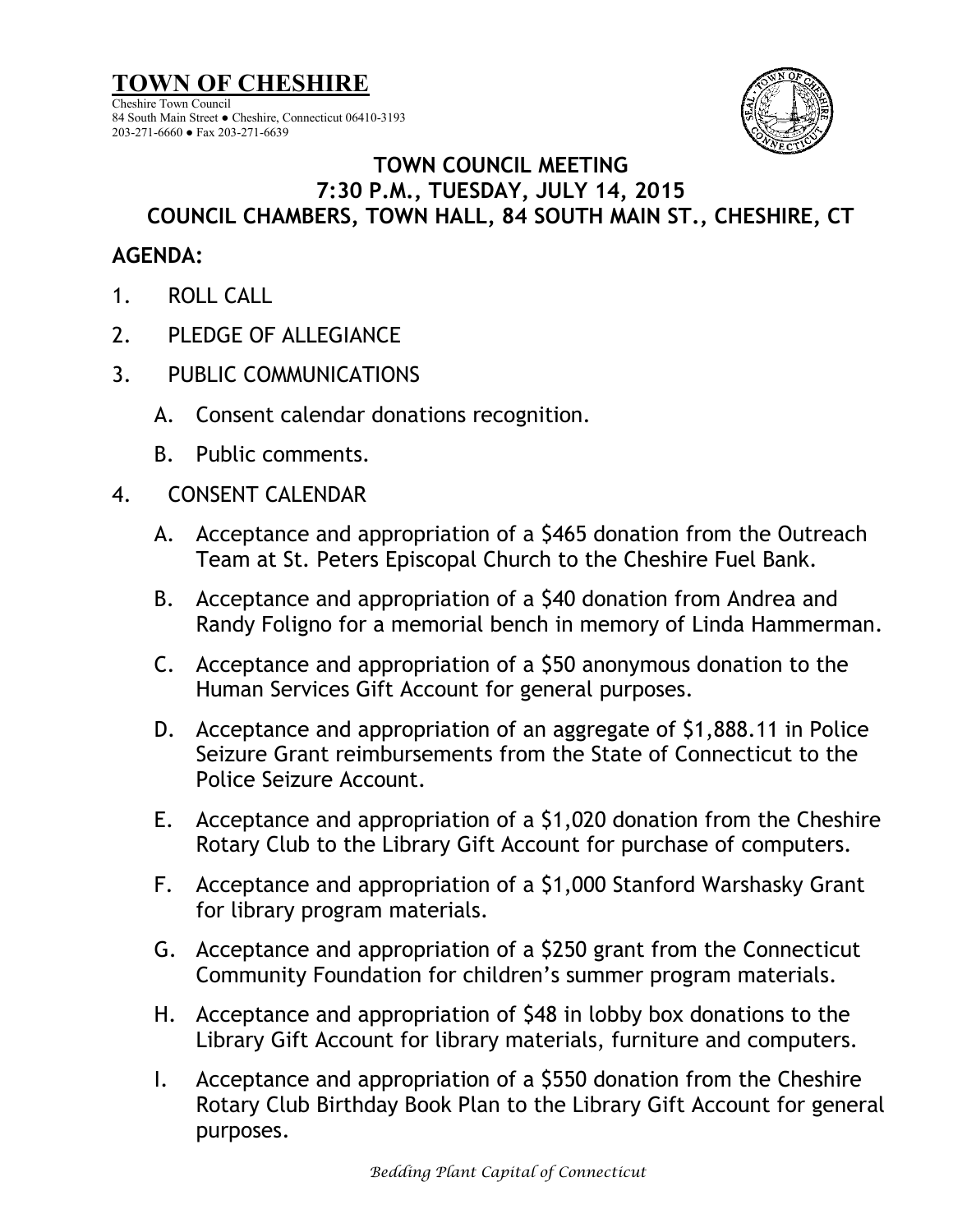# TOWN OF CHESHIRE

Cheshire Town Council
84 South Main Street ● Cheshire, Connecticut 06410-3193
203-271-6660 ● Fax 203-271-6639

## TOWN COUNCIL MEETING
## 7:30 P.M., TUESDAY, JULY 14, 2015
## COUNCIL CHAMBERS, TOWN HALL, 84 SOUTH MAIN ST., CHESHIRE, CT

**AGENDA:**

1. ROLL CALL
2. PLEDGE OF ALLEGIANCE
3. PUBLIC COMMUNICATIONS
   - A. Consent calendar donations recognition.
   - B. Public comments.
4. CONSENT CALENDAR
   - A. Acceptance and appropriation of a $465 donation from the Outreach Team at St. Peters Episcopal Church to the Cheshire Fuel Bank.
   - B. Acceptance and appropriation of a $40 donation from Andrea and Randy Foligno for a memorial bench in memory of Linda Hammerman.
   - C. Acceptance and appropriation of a $50 anonymous donation to the Human Services Gift Account for general purposes.
   - D. Acceptance and appropriation of an aggregate of $1,888.11 in Police Seizure Grant reimbursements from the State of Connecticut to the Police Seizure Account.
   - E. Acceptance and appropriation of a $1,020 donation from the Cheshire Rotary Club to the Library Gift Account for purchase of computers.
   - F. Acceptance and appropriation of a $1,000 Stanford Warshasky Grant for library program materials.
   - G. Acceptance and appropriation of a $250 grant from the Connecticut Community Foundation for children's summer program materials.
   - H. Acceptance and appropriation of $48 in lobby box donations to the Library Gift Account for library materials, furniture and computers.
   - I. Acceptance and appropriation of a $550 donation from the Cheshire Rotary Club Birthday Book Plan to the Library Gift Account for general purposes.

*Bedding Plant Capital of Connecticut*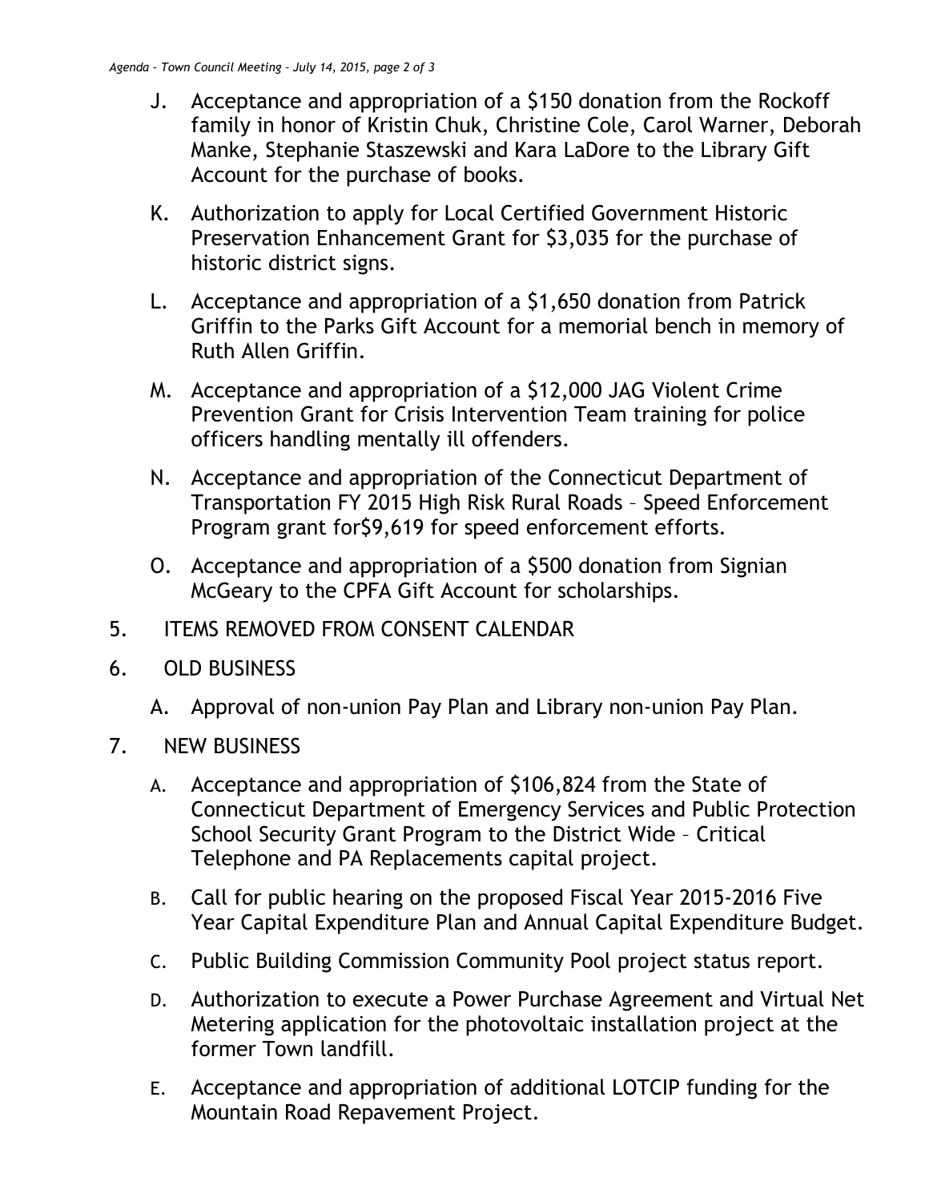J. Acceptance and appropriation of a $150 donation from the Rockoff family in honor of Kristin Chuk, Christine Cole, Carol Warner, Deborah Manke, Stephanie Staszewski and Kara LaDore to the Library Gift Account for the purchase of books.

K. Authorization to apply for Local Certified Government Historic Preservation Enhancement Grant for $3,035 for the purchase of historic district signs.

L. Acceptance and appropriation of a $1,650 donation from Patrick Griffin to the Parks Gift Account for a memorial bench in memory of Ruth Allen Griffin.

M. Acceptance and appropriation of a $12,000 JAG Violent Crime Prevention Grant for Crisis Intervention Team training for police officers handling mentally ill offenders.

N. Acceptance and appropriation of the Connecticut Department of Transportation FY 2015 High Risk Rural Roads – Speed Enforcement Program grant for$9,619 for speed enforcement efforts.

O. Acceptance and appropriation of a $500 donation from Signian McGeary to the CPFA Gift Account for scholarships.

5. ITEMS REMOVED FROM CONSENT CALENDAR

6. OLD BUSINESS

   A. Approval of non-union Pay Plan and Library non-union Pay Plan.

7. NEW BUSINESS

   A. Acceptance and appropriation of $106,824 from the State of Connecticut Department of Emergency Services and Public Protection School Security Grant Program to the District Wide – Critical Telephone and PA Replacements capital project.

   B. Call for public hearing on the proposed Fiscal Year 2015-2016 Five Year Capital Expenditure Plan and Annual Capital Expenditure Budget.

   C. Public Building Commission Community Pool project status report.

   D. Authorization to execute a Power Purchase Agreement and Virtual Net Metering application for the photovoltaic installation project at the former Town landfill.

   E. Acceptance and appropriation of additional LOTCIP funding for the Mountain Road Repavement Project.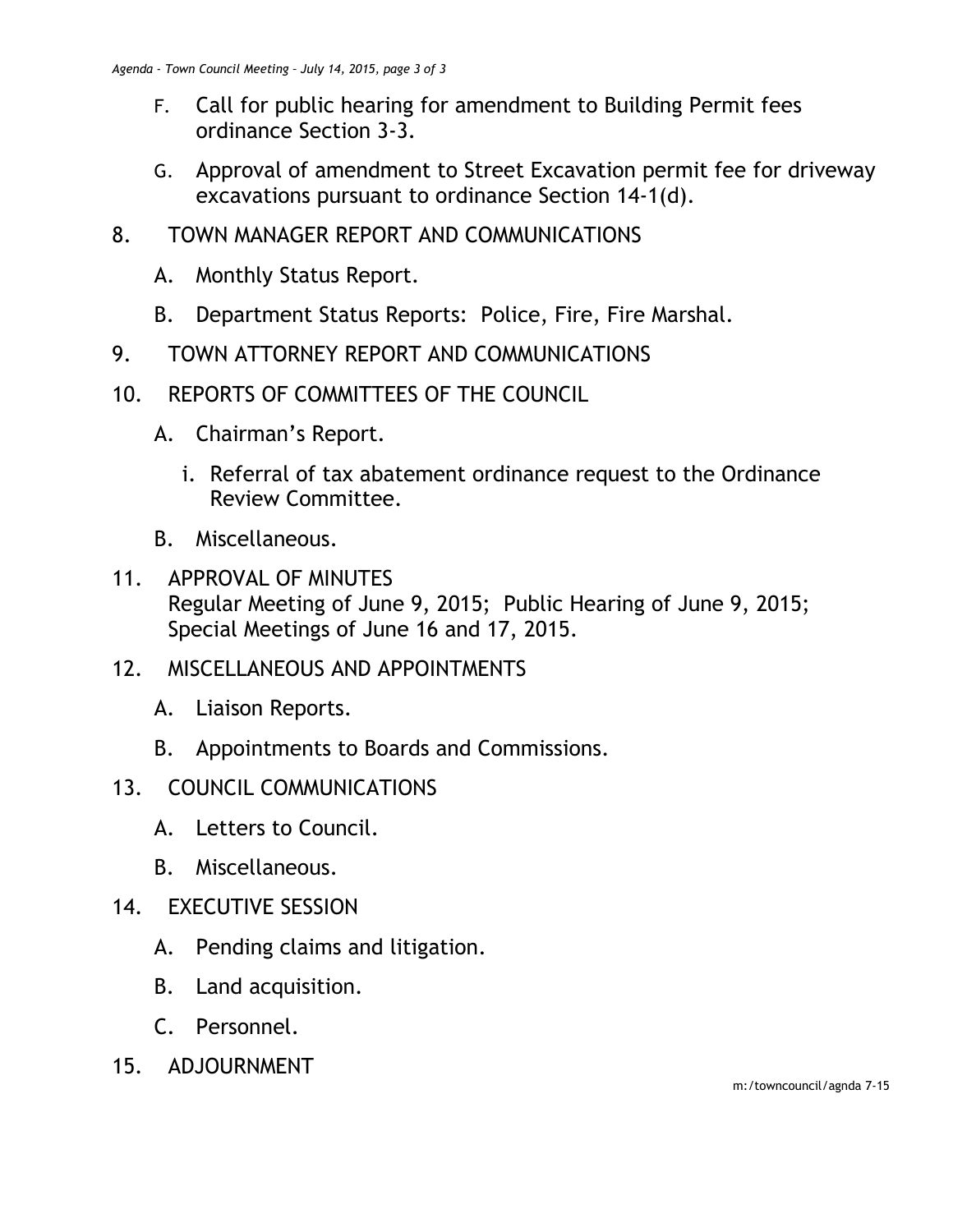F. Call for public hearing for amendment to Building Permit fees ordinance Section 3-3.

G. Approval of amendment to Street Excavation permit fee for driveway excavations pursuant to ordinance Section 14-1(d).

8. TOWN MANAGER REPORT AND COMMUNICATIONS

   A. Monthly Status Report.

   B. Department Status Reports: Police, Fire, Fire Marshal.

9. TOWN ATTORNEY REPORT AND COMMUNICATIONS

10. REPORTS OF COMMITTEES OF THE COUNCIL

    A. Chairman's Report.

       i. Referral of tax abatement ordinance request to the Ordinance Review Committee.

    B. Miscellaneous.

11. APPROVAL OF MINUTES
    Regular Meeting of June 9, 2015; Public Hearing of June 9, 2015; Special Meetings of June 16 and 17, 2015.

12. MISCELLANEOUS AND APPOINTMENTS

    A. Liaison Reports.

    B. Appointments to Boards and Commissions.

13. COUNCIL COMMUNICATIONS

    A. Letters to Council.

    B. Miscellaneous.

14. EXECUTIVE SESSION

    A. Pending claims and litigation.

    B. Land acquisition.

    C. Personnel.

15. ADJOURNMENT

m:/towncouncil/agnda 7-15